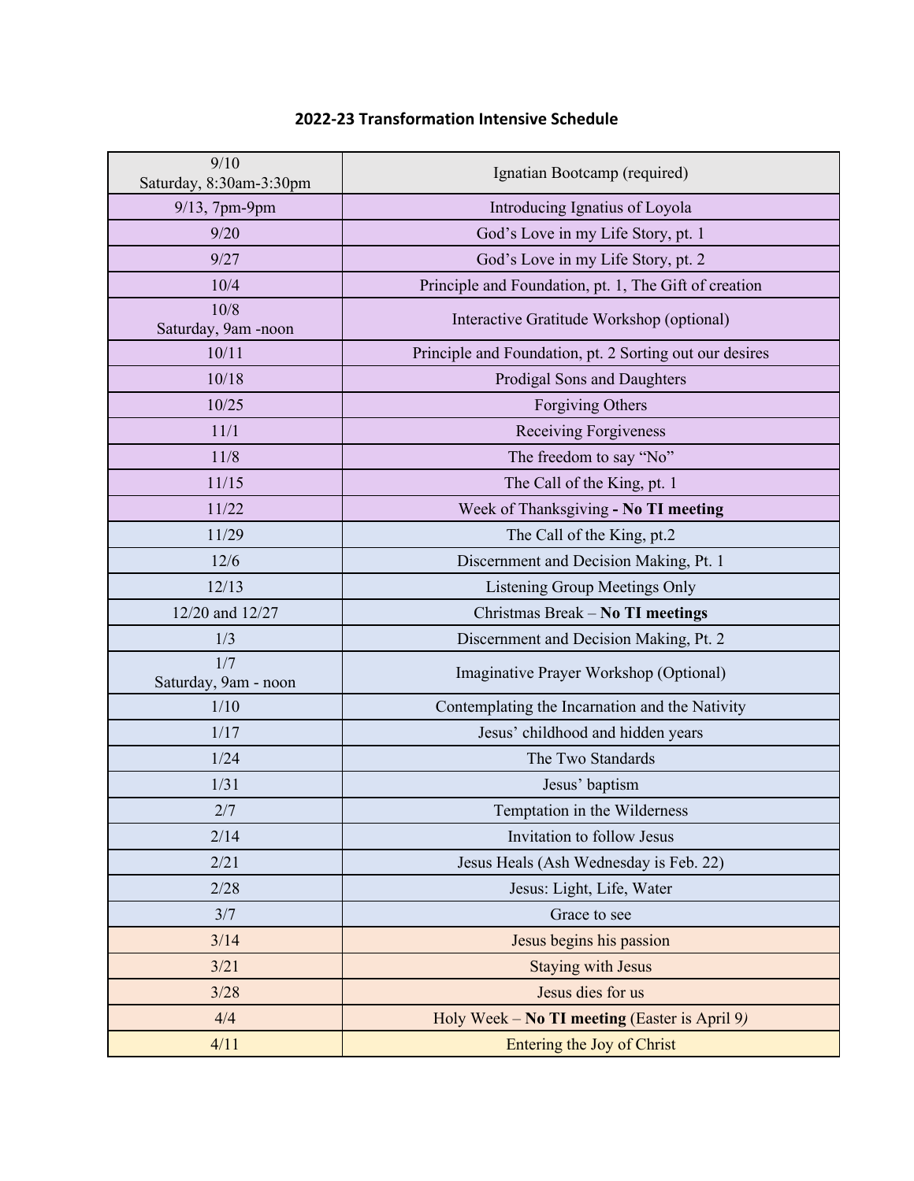## 2022-23 Transformation Intensive Schedule

| | |
|---|---|
| 9/10<br>Saturday, 8:30am-3:30pm | Ignatian Bootcamp (required) |
| 9/13, 7pm-9pm | Introducing Ignatius of Loyola |
| 9/20 | God's Love in my Life Story, pt. 1 |
| 9/27 | God's Love in my Life Story, pt. 2 |
| 10/4 | Principle and Foundation, pt. 1, The Gift of creation |
| 10/8<br>Saturday, 9am -noon | Interactive Gratitude Workshop (optional) |
| 10/11 | Principle and Foundation, pt. 2 Sorting out our desires |
| 10/18 | Prodigal Sons and Daughters |
| 10/25 | Forgiving Others |
| 11/1 | Receiving Forgiveness |
| 11/8 | The freedom to say "No" |
| 11/15 | The Call of the King, pt. 1 |
| 11/22 | Week of Thanksgiving **- No TI meeting** |
| 11/29 | The Call of the King, pt.2 |
| 12/6 | Discernment and Decision Making, Pt. 1 |
| 12/13 | Listening Group Meetings Only |
| 12/20 and 12/27 | Christmas Break – **No TI meetings** |
| 1/3 | Discernment and Decision Making, Pt. 2 |
| 1/7<br>Saturday, 9am - noon | Imaginative Prayer Workshop (Optional) |
| 1/10 | Contemplating the Incarnation and the Nativity |
| 1/17 | Jesus' childhood and hidden years |
| 1/24 | The Two Standards |
| 1/31 | Jesus' baptism |
| 2/7 | Temptation in the Wilderness |
| 2/14 | Invitation to follow Jesus |
| 2/21 | Jesus Heals (Ash Wednesday is Feb. 22) |
| 2/28 | Jesus: Light, Life, Water |
| 3/7 | Grace to see |
| 3/14 | Jesus begins his passion |
| 3/21 | Staying with Jesus |
| 3/28 | Jesus dies for us |
| 4/4 | Holy Week – **No TI meeting** (Easter is April 9) |
| 4/11 | Entering the Joy of Christ |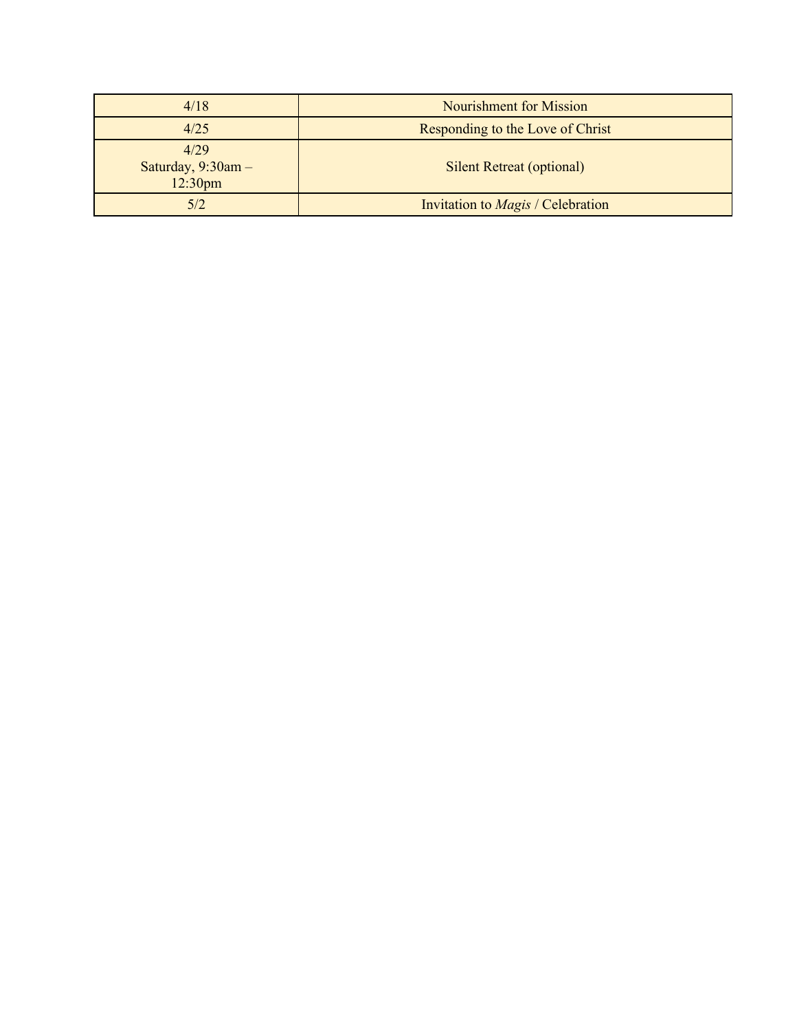| | |
|---|---|
| 4/18 | Nourishment for Mission |
| 4/25 | Responding to the Love of Christ |
| 4/29<br>Saturday, 9:30am – 12:30pm | Silent Retreat (optional) |
| 5/2 | Invitation to *Magis* / Celebration |